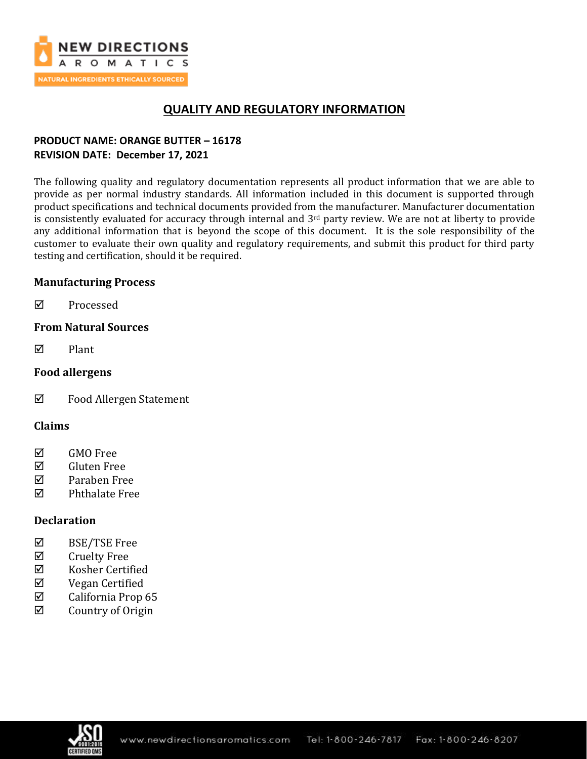# QUALITY AND REGULATORY INFORMATION

**PRODUCT NAME: ORANGE BUTTER – 16178**
**REVISION DATE: December 17, 2021**

The following quality and regulatory documentation represents all product information that we are able to provide as per normal industry standards. All information included in this document is supported through product specifications and technical documents provided from the manufacturer. Manufacturer documentation is consistently evaluated for accuracy through internal and 3rd party review. We are not at liberty to provide any additional information that is beyond the scope of this document. It is the sole responsibility of the customer to evaluate their own quality and regulatory requirements, and submit this product for third party testing and certification, should it be required.

## Manufacturing Process

☑ Processed

## From Natural Sources

☑ Plant

## Food allergens

☑ Food Allergen Statement

## Claims

☑ GMO Free
☑ Gluten Free
☑ Paraben Free
☑ Phthalate Free

## Declaration

☑ BSE/TSE Free
☑ Cruelty Free
☑ Kosher Certified
☑ Vegan Certified
☑ California Prop 65
☑ Country of Origin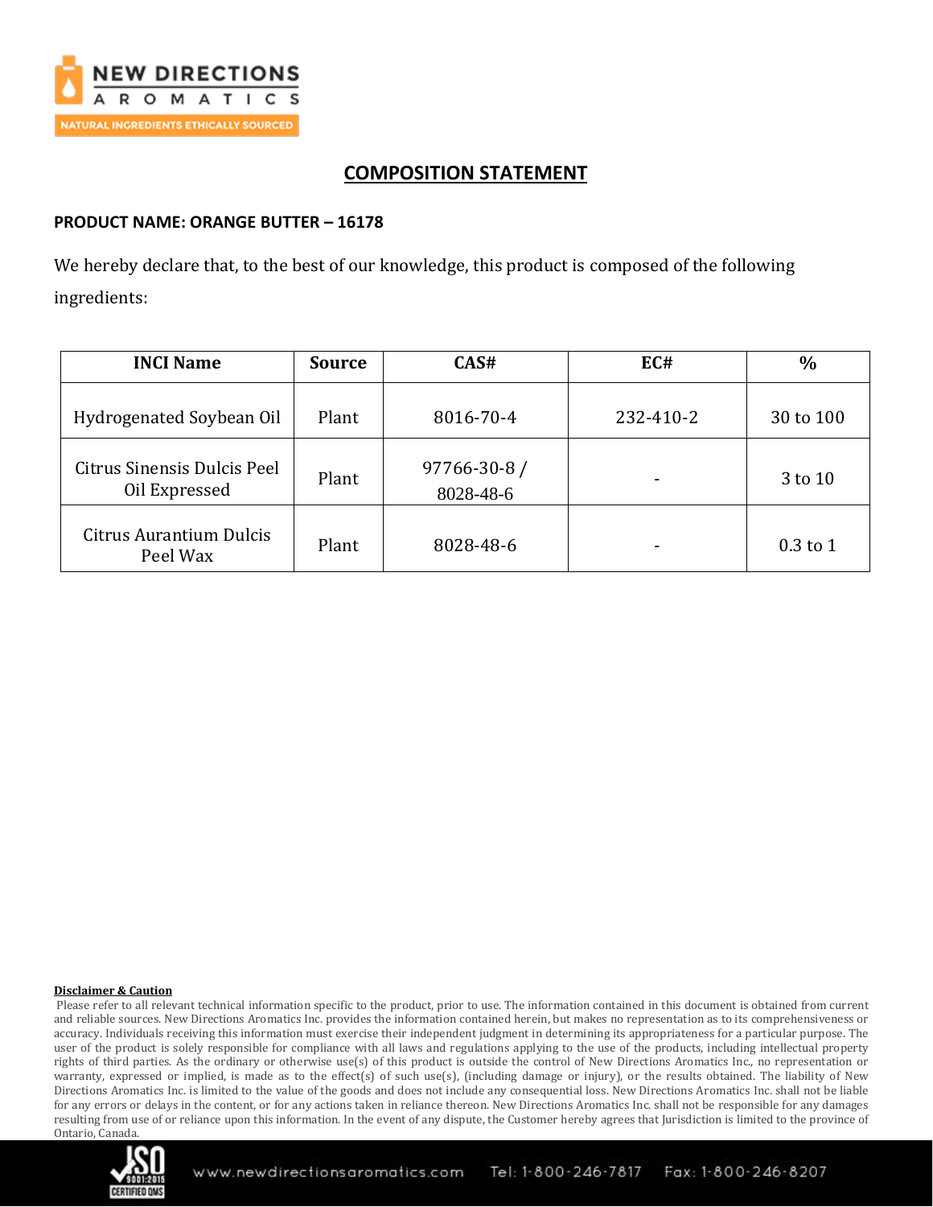## COMPOSITION STATEMENT

**PRODUCT NAME: ORANGE BUTTER – 16178**

We hereby declare that, to the best of our knowledge, this product is composed of the following ingredients:

| INCI Name | Source | CAS# | EC# | % |
|---|---|---|---|---|
| Hydrogenated Soybean Oil | Plant | 8016-70-4 | 232-410-2 | 30 to 100 |
| Citrus Sinensis Dulcis Peel Oil Expressed | Plant | 97766-30-8 / 8028-48-6 | - | 3 to 10 |
| Citrus Aurantium Dulcis Peel Wax | Plant | 8028-48-6 | - | 0.3 to 1 |

**Disclaimer & Caution**

Please refer to all relevant technical information specific to the product, prior to use. The information contained in this document is obtained from current and reliable sources. New Directions Aromatics Inc. provides the information contained herein, but makes no representation as to its comprehensiveness or accuracy. Individuals receiving this information must exercise their independent judgment in determining its appropriateness for a particular purpose. The user of the product is solely responsible for compliance with all laws and regulations applying to the use of the products, including intellectual property rights of third parties. As the ordinary or otherwise use(s) of this product is outside the control of New Directions Aromatics Inc., no representation or warranty, expressed or implied, is made as to the effect(s) of such use(s), (including damage or injury), or the results obtained. The liability of New Directions Aromatics Inc. is limited to the value of the goods and does not include any consequential loss. New Directions Aromatics Inc. shall not be liable for any errors or delays in the content, or for any actions taken in reliance thereon. New Directions Aromatics Inc. shall not be responsible for any damages resulting from use of or reliance upon this information. In the event of any dispute, the Customer hereby agrees that Jurisdiction is limited to the province of Ontario, Canada.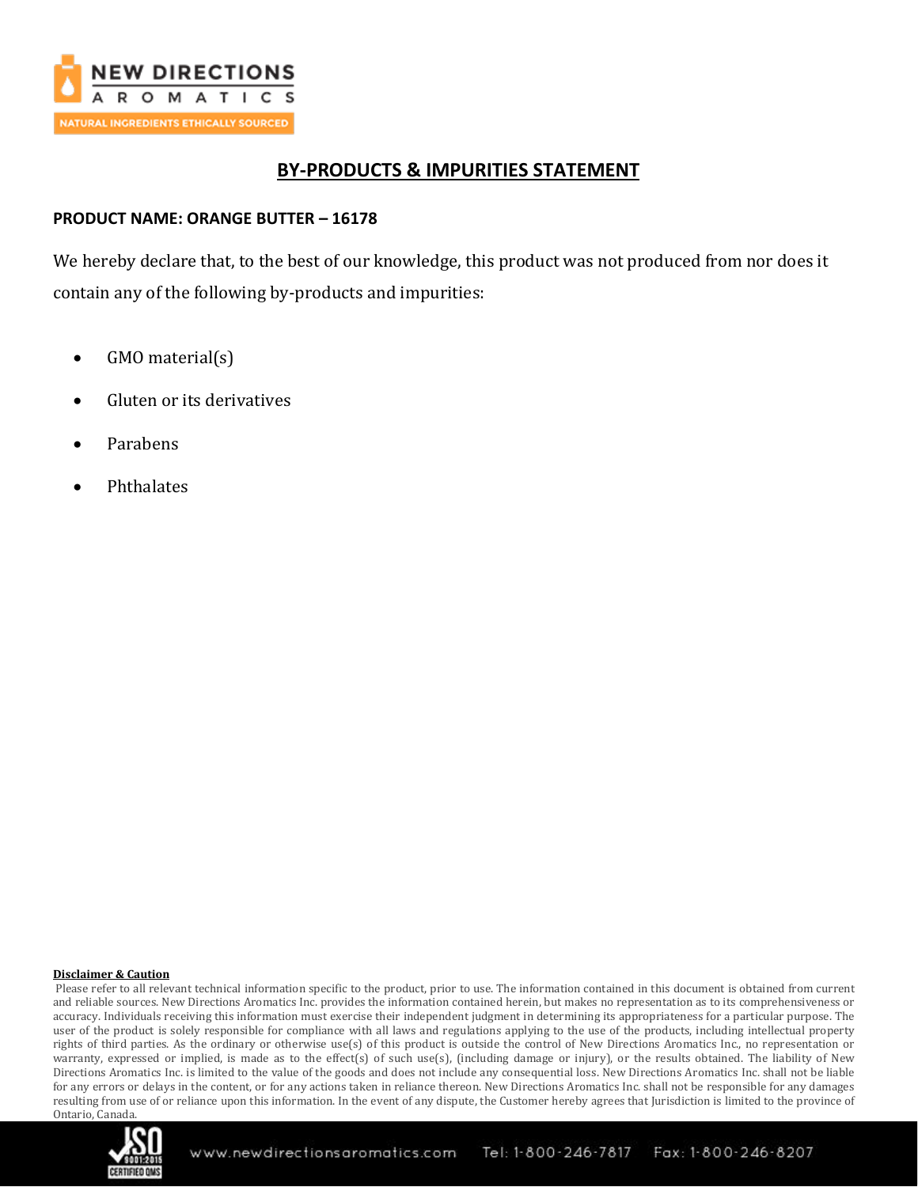# BY-PRODUCTS & IMPURITIES STATEMENT

**PRODUCT NAME: ORANGE BUTTER – 16178**

We hereby declare that, to the best of our knowledge, this product was not produced from nor does it contain any of the following by-products and impurities:

- GMO material(s)
- Gluten or its derivatives
- Parabens
- Phthalates

**Disclaimer & Caution**

Please refer to all relevant technical information specific to the product, prior to use. The information contained in this document is obtained from current and reliable sources. New Directions Aromatics Inc. provides the information contained herein, but makes no representation as to its comprehensiveness or accuracy. Individuals receiving this information must exercise their independent judgment in determining its appropriateness for a particular purpose. The user of the product is solely responsible for compliance with all laws and regulations applying to the use of the products, including intellectual property rights of third parties. As the ordinary or otherwise use(s) of this product is outside the control of New Directions Aromatics Inc., no representation or warranty, expressed or implied, is made as to the effect(s) of such use(s), (including damage or injury), or the results obtained. The liability of New Directions Aromatics Inc. is limited to the value of the goods and does not include any consequential loss. New Directions Aromatics Inc. shall not be liable for any errors or delays in the content, or for any actions taken in reliance thereon. New Directions Aromatics Inc. shall not be responsible for any damages resulting from use of or reliance upon this information. In the event of any dispute, the Customer hereby agrees that Jurisdiction is limited to the province of Ontario, Canada.

www.newdirectionsaromatics.com Tel: 1-800-246-7817 Fax: 1-800-246-8207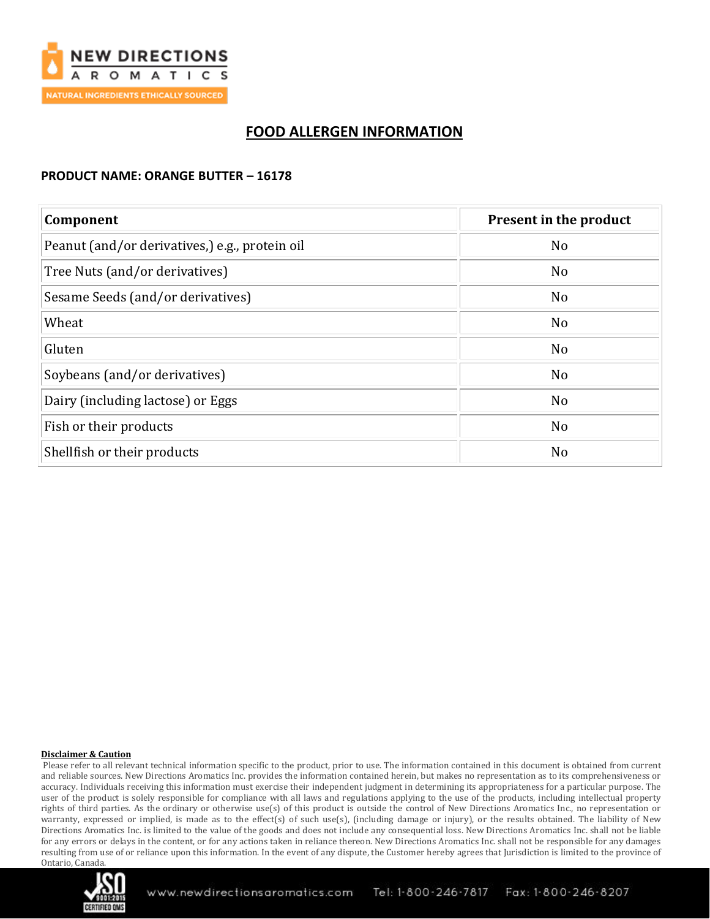# FOOD ALLERGEN INFORMATION

**PRODUCT NAME: ORANGE BUTTER – 16178**

| Component | Present in the product |
|---|---|
| Peanut (and/or derivatives,) e.g., protein oil | No |
| Tree Nuts (and/or derivatives) | No |
| Sesame Seeds (and/or derivatives) | No |
| Wheat | No |
| Gluten | No |
| Soybeans (and/or derivatives) | No |
| Dairy (including lactose) or Eggs | No |
| Fish or their products | No |
| Shellfish or their products | No |

**Disclaimer & Caution**

Please refer to all relevant technical information specific to the product, prior to use. The information contained in this document is obtained from current and reliable sources. New Directions Aromatics Inc. provides the information contained herein, but makes no representation as to its comprehensiveness or accuracy. Individuals receiving this information must exercise their independent judgment in determining its appropriateness for a particular purpose. The user of the product is solely responsible for compliance with all laws and regulations applying to the use of the products, including intellectual property rights of third parties. As the ordinary or otherwise use(s) of this product is outside the control of New Directions Aromatics Inc., no representation or warranty, expressed or implied, is made as to the effect(s) of such use(s), (including damage or injury), or the results obtained. The liability of New Directions Aromatics Inc. is limited to the value of the goods and does not include any consequential loss. New Directions Aromatics Inc. shall not be liable for any errors or delays in the content, or for any actions taken in reliance thereon. New Directions Aromatics Inc. shall not be responsible for any damages resulting from use of or reliance upon this information. In the event of any dispute, the Customer hereby agrees that Jurisdiction is limited to the province of Ontario, Canada.

www.newdirectionsaromatics.com Tel: 1-800-246-7817 Fax: 1-800-246-8207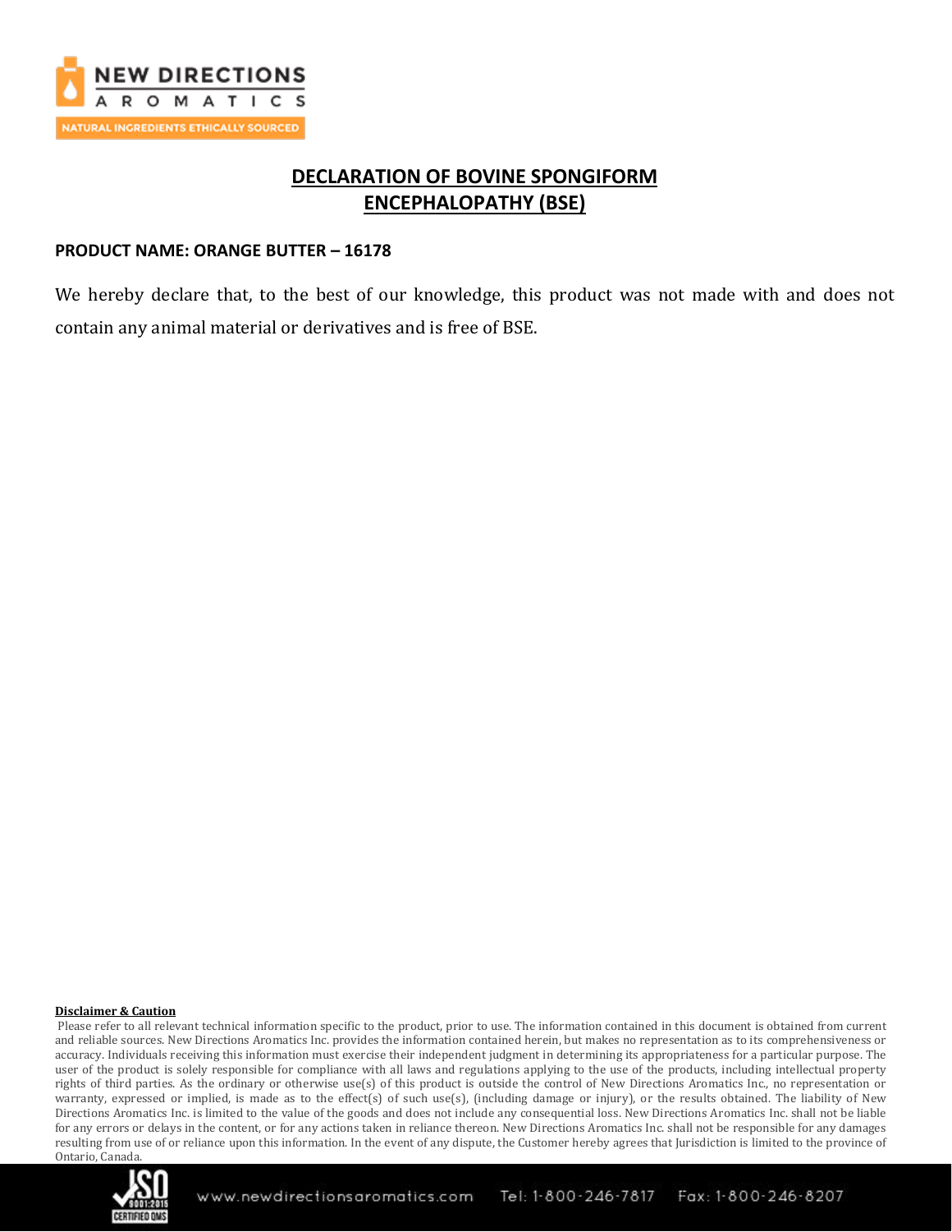# DECLARATION OF BOVINE SPONGIFORM ENCEPHALOPATHY (BSE)

**PRODUCT NAME: ORANGE BUTTER – 16178**

We hereby declare that, to the best of our knowledge, this product was not made with and does not contain any animal material or derivatives and is free of BSE.

**Disclaimer & Caution**

Please refer to all relevant technical information specific to the product, prior to use. The information contained in this document is obtained from current and reliable sources. New Directions Aromatics Inc. provides the information contained herein, but makes no representation as to its comprehensiveness or accuracy. Individuals receiving this information must exercise their independent judgment in determining its appropriateness for a particular purpose. The user of the product is solely responsible for compliance with all laws and regulations applying to the use of the products, including intellectual property rights of third parties. As the ordinary or otherwise use(s) of this product is outside the control of New Directions Aromatics Inc., no representation or warranty, expressed or implied, is made as to the effect(s) of such use(s), (including damage or injury), or the results obtained. The liability of New Directions Aromatics Inc. is limited to the value of the goods and does not include any consequential loss. New Directions Aromatics Inc. shall not be liable for any errors or delays in the content, or for any actions taken in reliance thereon. New Directions Aromatics Inc. shall not be responsible for any damages resulting from use of or reliance upon this information. In the event of any dispute, the Customer hereby agrees that Jurisdiction is limited to the province of Ontario, Canada.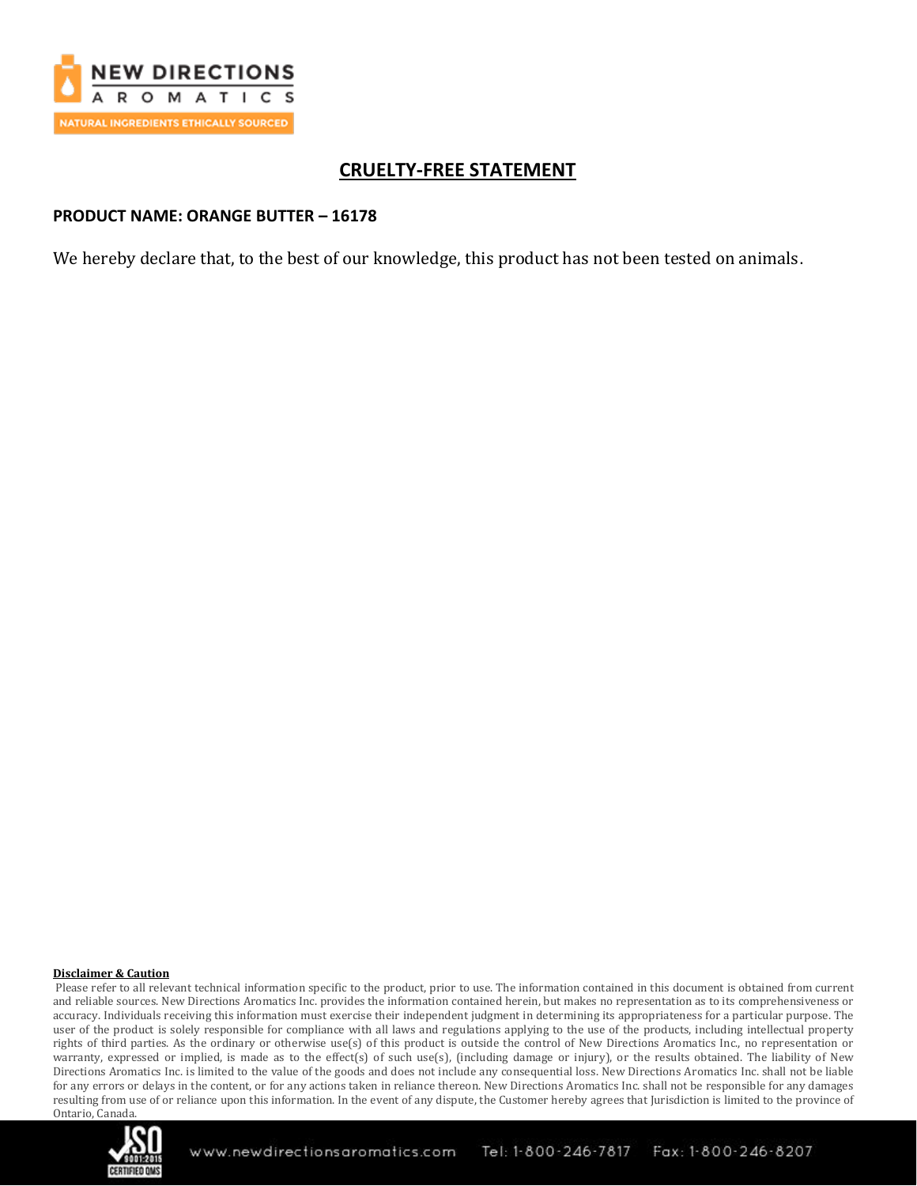# CRUELTY-FREE STATEMENT

**PRODUCT NAME: ORANGE BUTTER – 16178**

We hereby declare that, to the best of our knowledge, this product has not been tested on animals.

**Disclaimer & Caution**

Please refer to all relevant technical information specific to the product, prior to use. The information contained in this document is obtained from current and reliable sources. New Directions Aromatics Inc. provides the information contained herein, but makes no representation as to its comprehensiveness or accuracy. Individuals receiving this information must exercise their independent judgment in determining its appropriateness for a particular purpose. The user of the product is solely responsible for compliance with all laws and regulations applying to the use of the products, including intellectual property rights of third parties. As the ordinary or otherwise use(s) of this product is outside the control of New Directions Aromatics Inc., no representation or warranty, expressed or implied, is made as to the effect(s) of such use(s), (including damage or injury), or the results obtained. The liability of New Directions Aromatics Inc. is limited to the value of the goods and does not include any consequential loss. New Directions Aromatics Inc. shall not be liable for any errors or delays in the content, or for any actions taken in reliance thereon. New Directions Aromatics Inc. shall not be responsible for any damages resulting from use of or reliance upon this information. In the event of any dispute, the Customer hereby agrees that Jurisdiction is limited to the province of Ontario, Canada.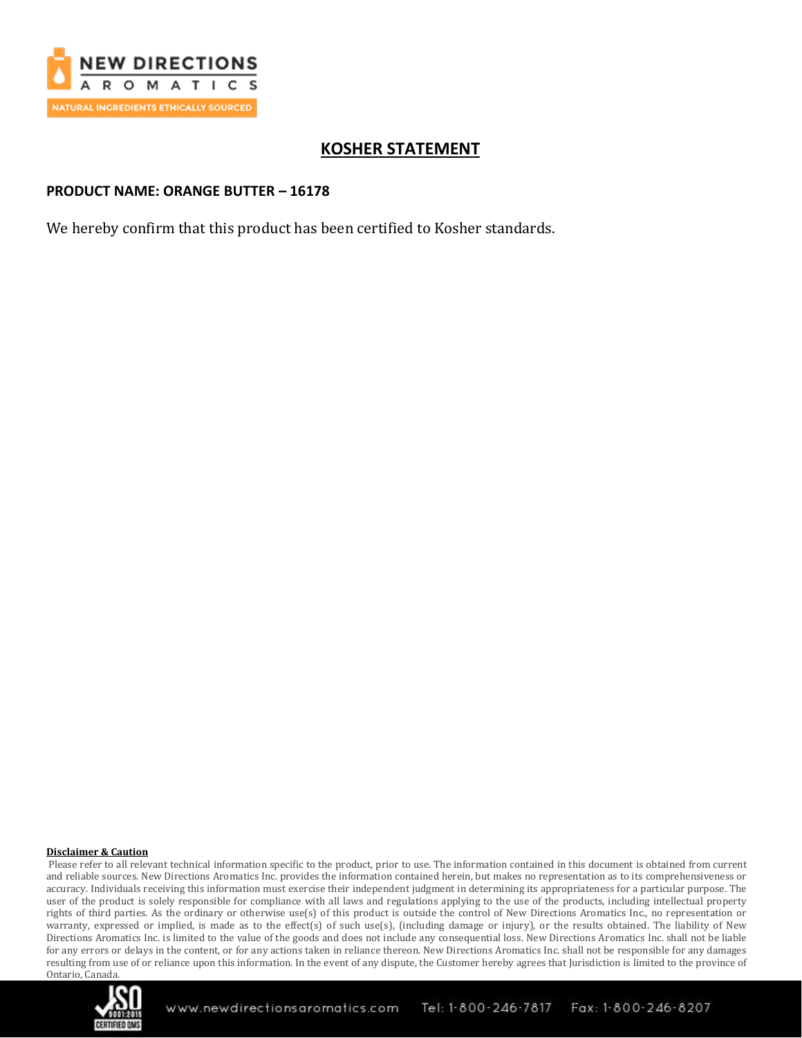## KOSHER STATEMENT

**PRODUCT NAME: ORANGE BUTTER – 16178**

We hereby confirm that this product has been certified to Kosher standards.

**Disclaimer & Caution**

Please refer to all relevant technical information specific to the product, prior to use. The information contained in this document is obtained from current and reliable sources. New Directions Aromatics Inc. provides the information contained herein, but makes no representation as to its comprehensiveness or accuracy. Individuals receiving this information must exercise their independent judgment in determining its appropriateness for a particular purpose. The user of the product is solely responsible for compliance with all laws and regulations applying to the use of the products, including intellectual property rights of third parties. As the ordinary or otherwise use(s) of this product is outside the control of New Directions Aromatics Inc., no representation or warranty, expressed or implied, is made as to the effect(s) of such use(s), (including damage or injury), or the results obtained. The liability of New Directions Aromatics Inc. is limited to the value of the goods and does not include any consequential loss. New Directions Aromatics Inc. shall not be liable for any errors or delays in the content, or for any actions taken in reliance thereon. New Directions Aromatics Inc. shall not be responsible for any damages resulting from use of or reliance upon this information. In the event of any dispute, the Customer hereby agrees that Jurisdiction is limited to the province of Ontario, Canada.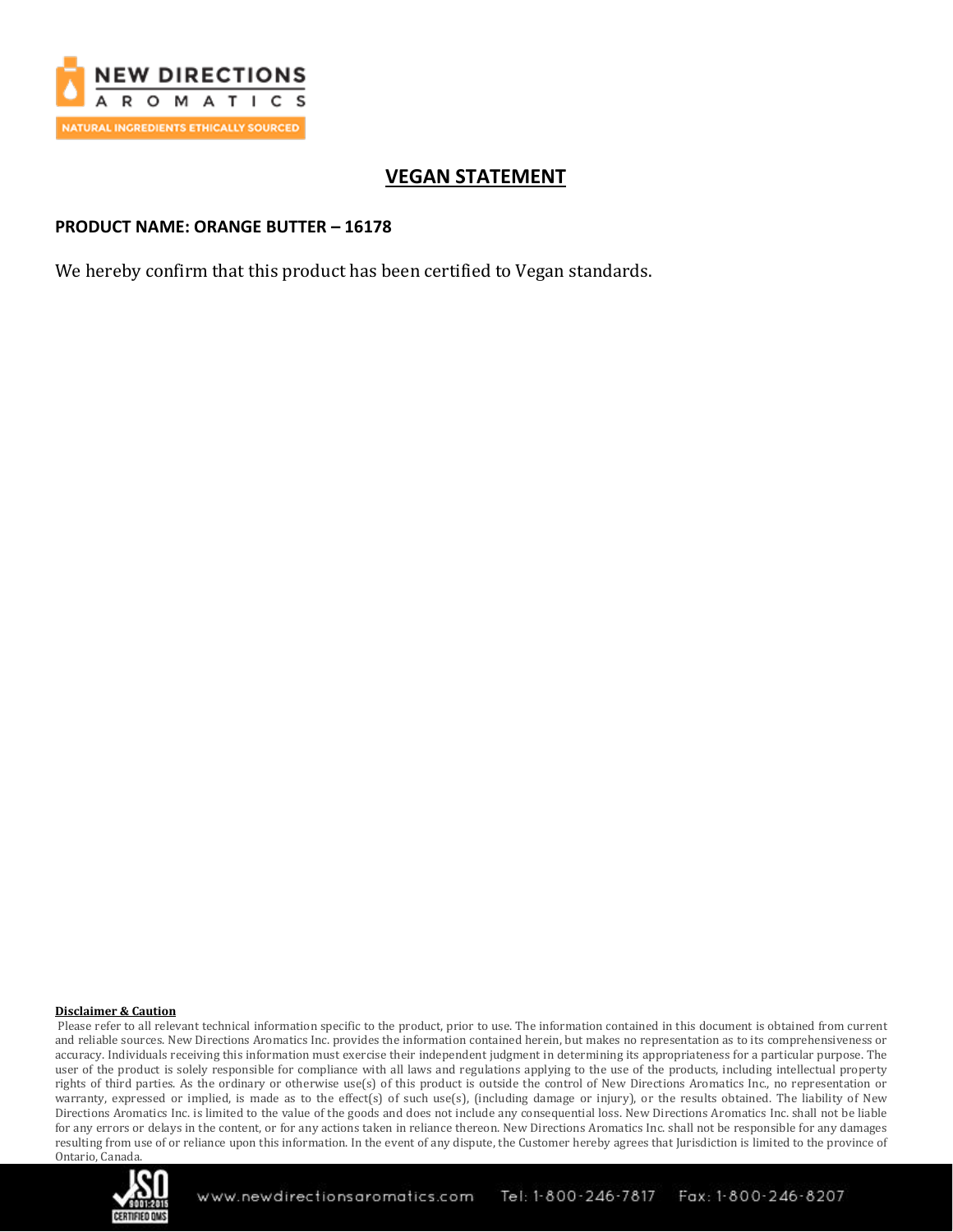# VEGAN STATEMENT

**PRODUCT NAME: ORANGE BUTTER – 16178**

We hereby confirm that this product has been certified to Vegan standards.

**Disclaimer & Caution**

Please refer to all relevant technical information specific to the product, prior to use. The information contained in this document is obtained from current and reliable sources. New Directions Aromatics Inc. provides the information contained herein, but makes no representation as to its comprehensiveness or accuracy. Individuals receiving this information must exercise their independent judgment in determining its appropriateness for a particular purpose. The user of the product is solely responsible for compliance with all laws and regulations applying to the use of the products, including intellectual property rights of third parties. As the ordinary or otherwise use(s) of this product is outside the control of New Directions Aromatics Inc., no representation or warranty, expressed or implied, is made as to the effect(s) of such use(s), (including damage or injury), or the results obtained. The liability of New Directions Aromatics Inc. is limited to the value of the goods and does not include any consequential loss. New Directions Aromatics Inc. shall not be liable for any errors or delays in the content, or for any actions taken in reliance thereon. New Directions Aromatics Inc. shall not be responsible for any damages resulting from use of or reliance upon this information. In the event of any dispute, the Customer hereby agrees that Jurisdiction is limited to the province of Ontario, Canada.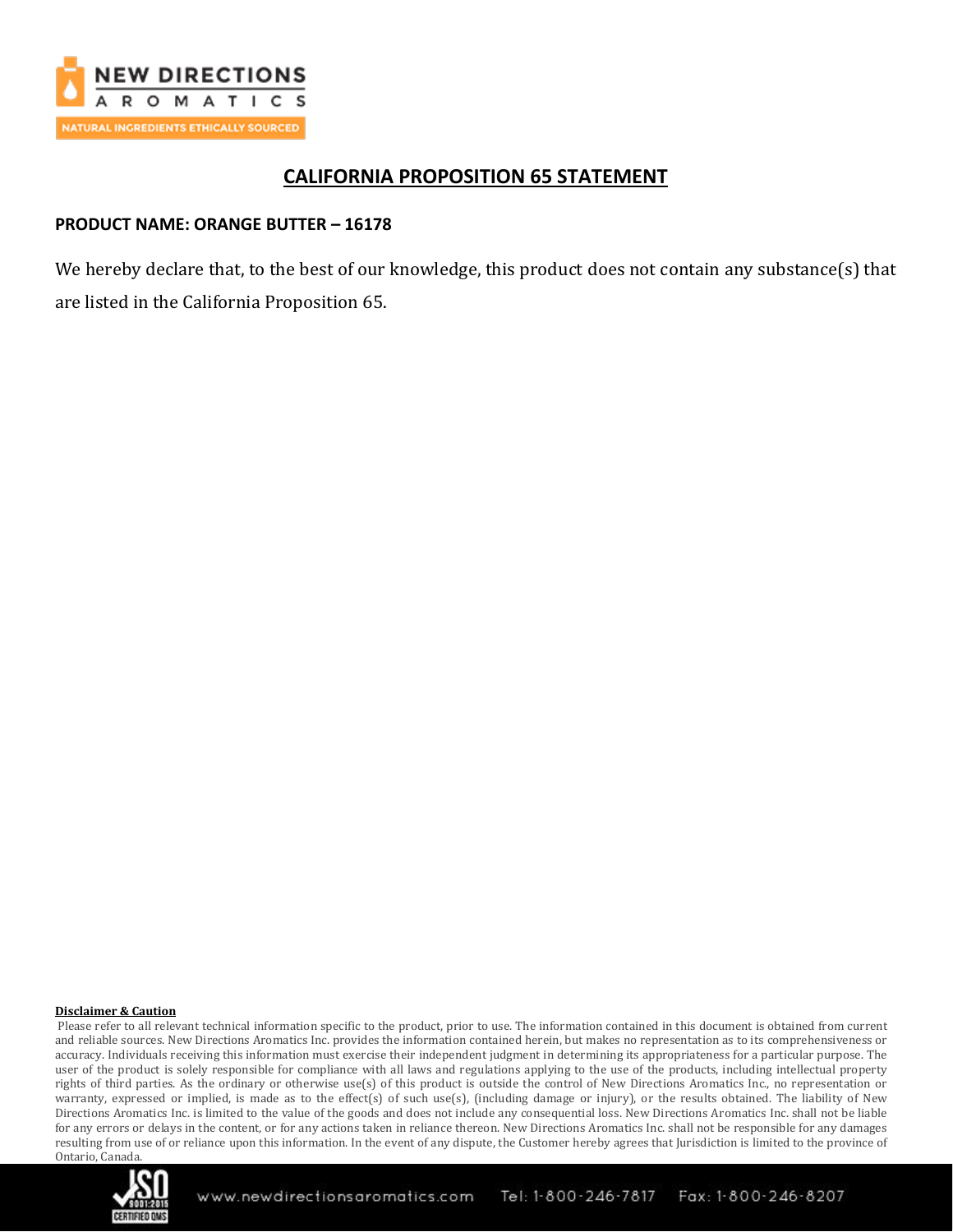# CALIFORNIA PROPOSITION 65 STATEMENT

**PRODUCT NAME: ORANGE BUTTER – 16178**

We hereby declare that, to the best of our knowledge, this product does not contain any substance(s) that are listed in the California Proposition 65.

**Disclaimer & Caution**

Please refer to all relevant technical information specific to the product, prior to use. The information contained in this document is obtained from current and reliable sources. New Directions Aromatics Inc. provides the information contained herein, but makes no representation as to its comprehensiveness or accuracy. Individuals receiving this information must exercise their independent judgment in determining its appropriateness for a particular purpose. The user of the product is solely responsible for compliance with all laws and regulations applying to the use of the products, including intellectual property rights of third parties. As the ordinary or otherwise use(s) of this product is outside the control of New Directions Aromatics Inc., no representation or warranty, expressed or implied, is made as to the effect(s) of such use(s), (including damage or injury), or the results obtained. The liability of New Directions Aromatics Inc. is limited to the value of the goods and does not include any consequential loss. New Directions Aromatics Inc. shall not be liable for any errors or delays in the content, or for any actions taken in reliance thereon. New Directions Aromatics Inc. shall not be responsible for any damages resulting from use of or reliance upon this information. In the event of any dispute, the Customer hereby agrees that Jurisdiction is limited to the province of Ontario, Canada.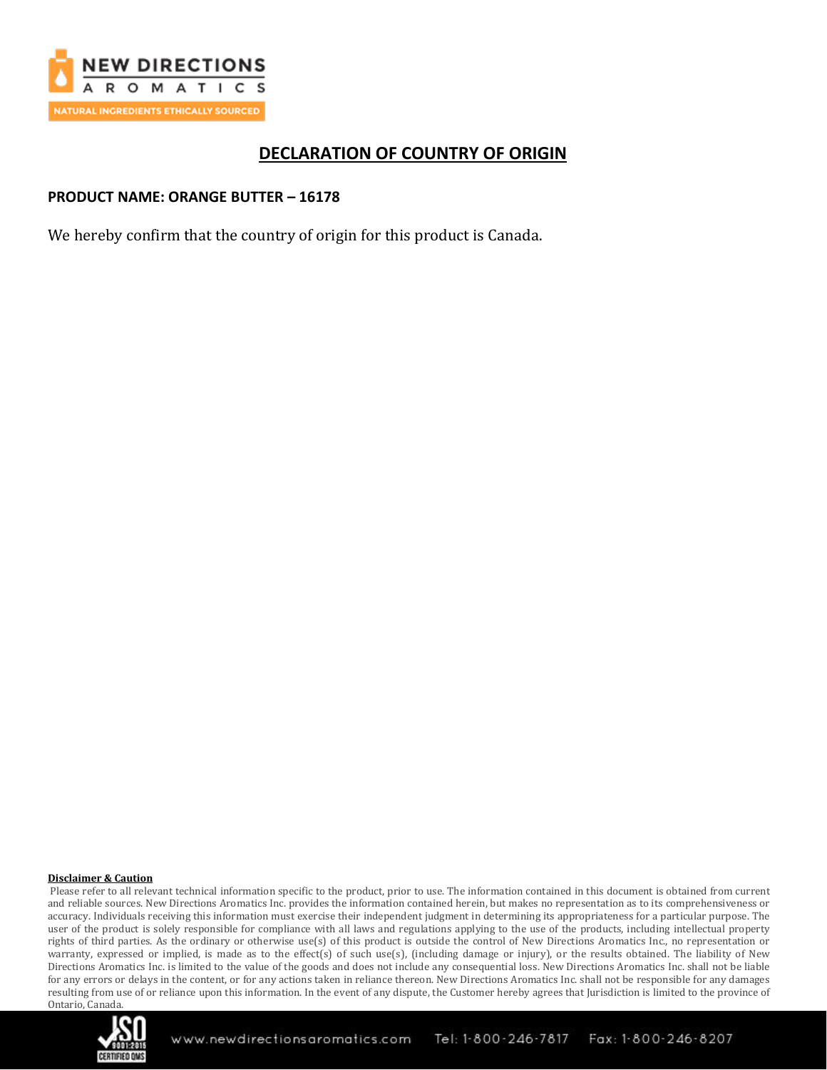# DECLARATION OF COUNTRY OF ORIGIN

**PRODUCT NAME: ORANGE BUTTER – 16178**

We hereby confirm that the country of origin for this product is Canada.

**Disclaimer & Caution**

Please refer to all relevant technical information specific to the product, prior to use. The information contained in this document is obtained from current and reliable sources. New Directions Aromatics Inc. provides the information contained herein, but makes no representation as to its comprehensiveness or accuracy. Individuals receiving this information must exercise their independent judgment in determining its appropriateness for a particular purpose. The user of the product is solely responsible for compliance with all laws and regulations applying to the use of the products, including intellectual property rights of third parties. As the ordinary or otherwise use(s) of this product is outside the control of New Directions Aromatics Inc., no representation or warranty, expressed or implied, is made as to the effect(s) of such use(s), (including damage or injury), or the results obtained. The liability of New Directions Aromatics Inc. is limited to the value of the goods and does not include any consequential loss. New Directions Aromatics Inc. shall not be liable for any errors or delays in the content, or for any actions taken in reliance thereon. New Directions Aromatics Inc. shall not be responsible for any damages resulting from use of or reliance upon this information. In the event of any dispute, the Customer hereby agrees that Jurisdiction is limited to the province of Ontario, Canada.

www.newdirectionsaromatics.com Tel: 1-800-246-7817 Fax: 1-800-246-8207